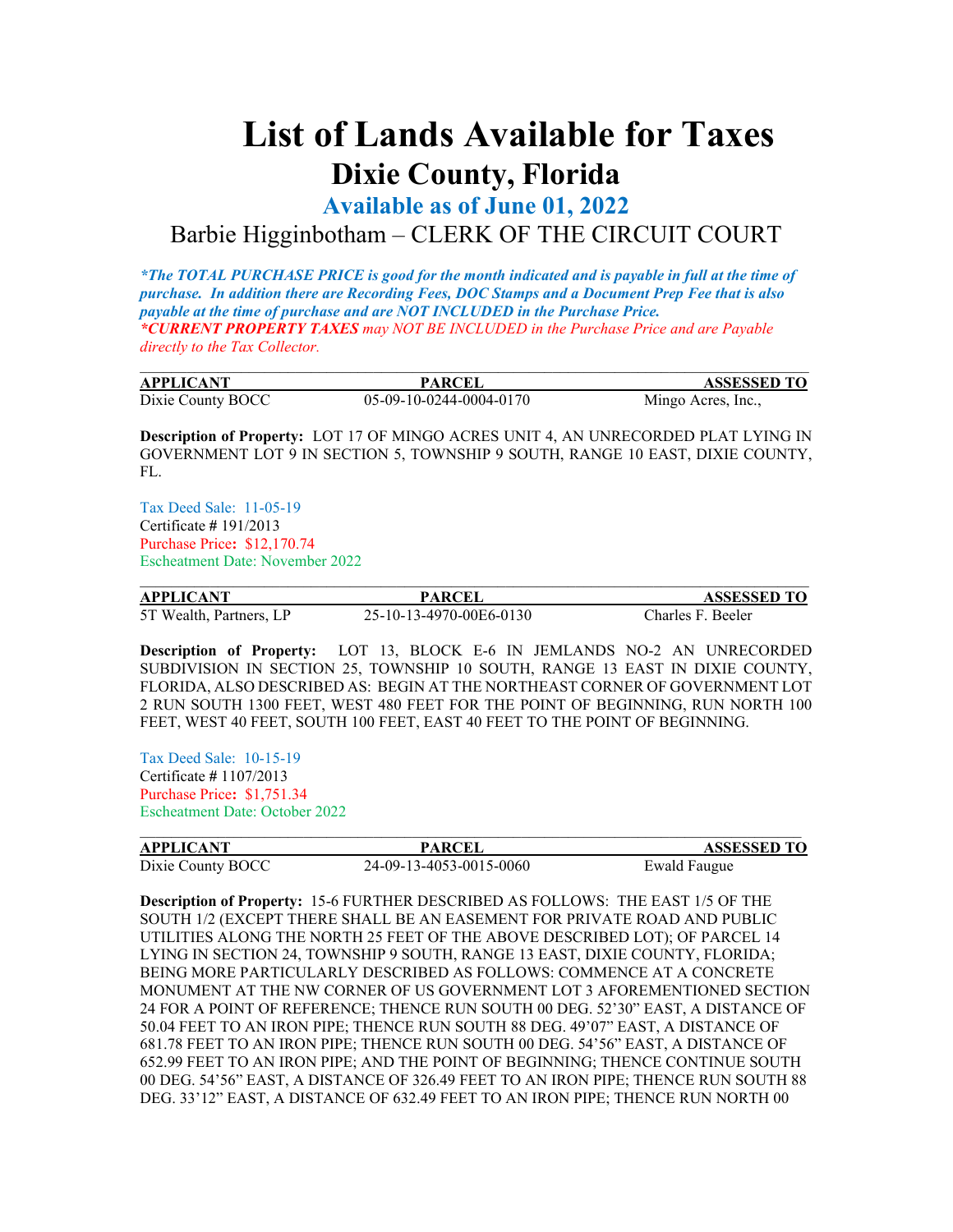# List of Lands Available for Taxes

## Dixie County, Florida

### Available as of June 01, 2022

Barbie Higginbotham – CLERK OF THE CIRCUIT COURT

***The TOTAL PURCHASE PRICE is good for the month indicated and is payable in full at the time of purchase. In addition there are Recording Fees, DOC Stamps and a Document Prep Fee that is also payable at the time of purchase and are NOT INCLUDED in the Purchase Price.***

****CURRENT PROPERTY TAXES** may NOT BE INCLUDED in the Purchase Price and are Payable directly to the Tax Collector.*

---

| APPLICANT | PARCEL | ASSESSED TO |
|---|---|---|
| Dixie County BOCC | 05-09-10-0244-0004-0170 | Mingo Acres, Inc., |

**Description of Property:** LOT 17 OF MINGO ACRES UNIT 4, AN UNRECORDED PLAT LYING IN GOVERNMENT LOT 9 IN SECTION 5, TOWNSHIP 9 SOUTH, RANGE 10 EAST, DIXIE COUNTY, FL.

Tax Deed Sale: 11-05-19
Certificate # 191/2013
Purchase Price**:** $12,170.74
Escheatment Date: November 2022

---

| APPLICANT | PARCEL | ASSESSED TO |
|---|---|---|
| 5T Wealth, Partners, LP | 25-10-13-4970-00E6-0130 | Charles F. Beeler |

**Description of Property:** LOT 13, BLOCK E-6 IN JEMLANDS NO-2 AN UNRECORDED SUBDIVISION IN SECTION 25, TOWNSHIP 10 SOUTH, RANGE 13 EAST IN DIXIE COUNTY, FLORIDA, ALSO DESCRIBED AS: BEGIN AT THE NORTHEAST CORNER OF GOVERNMENT LOT 2 RUN SOUTH 1300 FEET, WEST 480 FEET FOR THE POINT OF BEGINNING, RUN NORTH 100 FEET, WEST 40 FEET, SOUTH 100 FEET, EAST 40 FEET TO THE POINT OF BEGINNING.

Tax Deed Sale: 10-15-19
Certificate # 1107/2013
Purchase Price**:** $1,751.34
Escheatment Date: October 2022

---

| APPLICANT | PARCEL | ASSESSED TO |
|---|---|---|
| Dixie County BOCC | 24-09-13-4053-0015-0060 | Ewald Faugue |

**Description of Property:** 15-6 FURTHER DESCRIBED AS FOLLOWS: THE EAST 1/5 OF THE SOUTH 1/2 (EXCEPT THERE SHALL BE AN EASEMENT FOR PRIVATE ROAD AND PUBLIC UTILITIES ALONG THE NORTH 25 FEET OF THE ABOVE DESCRIBED LOT); OF PARCEL 14 LYING IN SECTION 24, TOWNSHIP 9 SOUTH, RANGE 13 EAST, DIXIE COUNTY, FLORIDA; BEING MORE PARTICULARLY DESCRIBED AS FOLLOWS: COMMENCE AT A CONCRETE MONUMENT AT THE NW CORNER OF US GOVERNMENT LOT 3 AFOREMENTIONED SECTION 24 FOR A POINT OF REFERENCE; THENCE RUN SOUTH 00 DEG. 52'30" EAST, A DISTANCE OF 50.04 FEET TO AN IRON PIPE; THENCE RUN SOUTH 88 DEG. 49'07" EAST, A DISTANCE OF 681.78 FEET TO AN IRON PIPE; THENCE RUN SOUTH 00 DEG. 54'56" EAST, A DISTANCE OF 652.99 FEET TO AN IRON PIPE; AND THE POINT OF BEGINNING; THENCE CONTINUE SOUTH 00 DEG. 54'56" EAST, A DISTANCE OF 326.49 FEET TO AN IRON PIPE; THENCE RUN SOUTH 88 DEG. 33'12" EAST, A DISTANCE OF 632.49 FEET TO AN IRON PIPE; THENCE RUN NORTH 00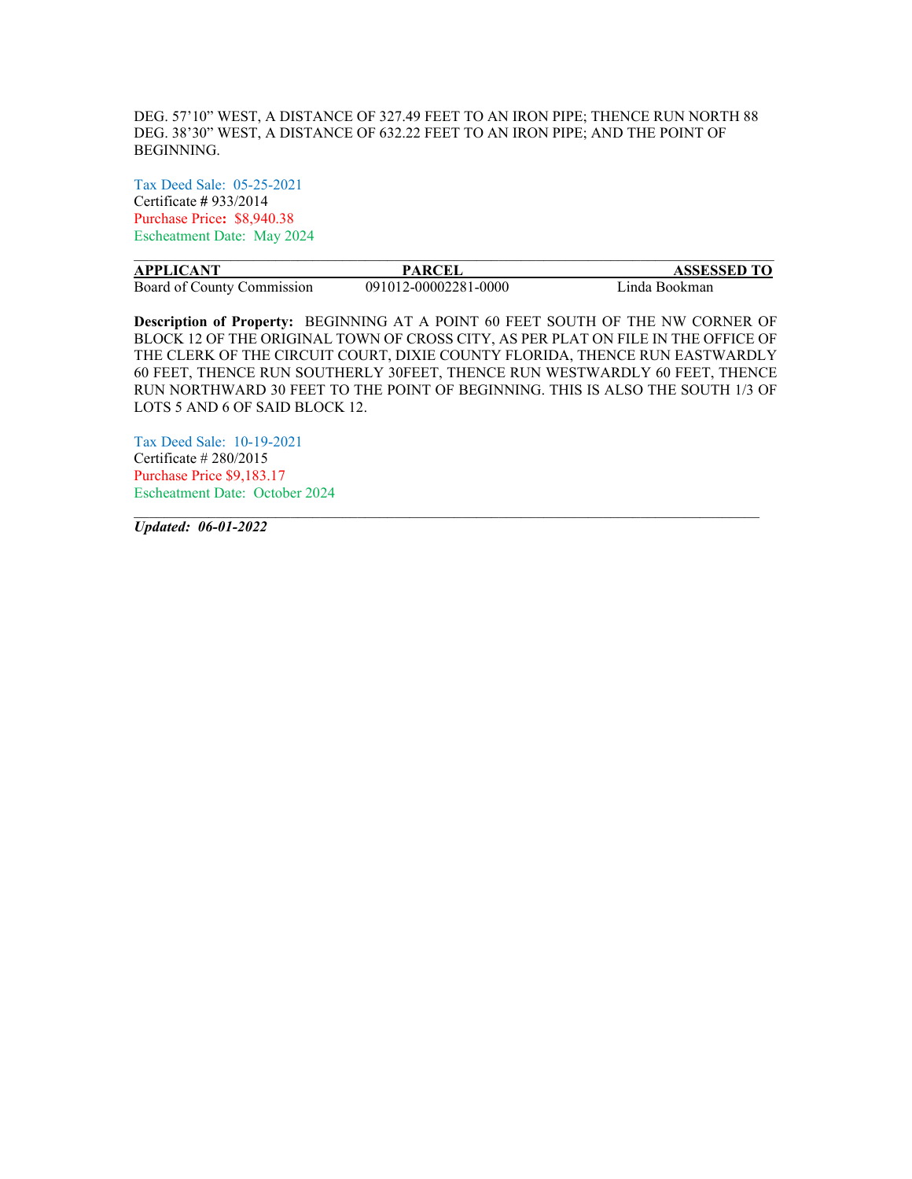DEG. 57'10" WEST, A DISTANCE OF 327.49 FEET TO AN IRON PIPE; THENCE RUN NORTH 88 DEG. 38'30" WEST, A DISTANCE OF 632.22 FEET TO AN IRON PIPE; AND THE POINT OF BEGINNING.

Tax Deed Sale: 05-25-2021
Certificate # 933/2014
Purchase Price**:** $8,940.38
Escheatment Date: May 2024

| APPLICANT | PARCEL | ASSESSED TO |
|---|---|---|
| Board of County Commission | 091012-00002281-0000 | Linda Bookman |

**Description of Property:** BEGINNING AT A POINT 60 FEET SOUTH OF THE NW CORNER OF BLOCK 12 OF THE ORIGINAL TOWN OF CROSS CITY, AS PER PLAT ON FILE IN THE OFFICE OF THE CLERK OF THE CIRCUIT COURT, DIXIE COUNTY FLORIDA, THENCE RUN EASTWARDLY 60 FEET, THENCE RUN SOUTHERLY 30FEET, THENCE RUN WESTWARDLY 60 FEET, THENCE RUN NORTHWARD 30 FEET TO THE POINT OF BEGINNING. THIS IS ALSO THE SOUTH 1/3 OF LOTS 5 AND 6 OF SAID BLOCK 12.

Tax Deed Sale: 10-19-2021
Certificate # 280/2015
Purchase Price $9,183.17
Escheatment Date: October 2024

***Updated: 06-01-2022***